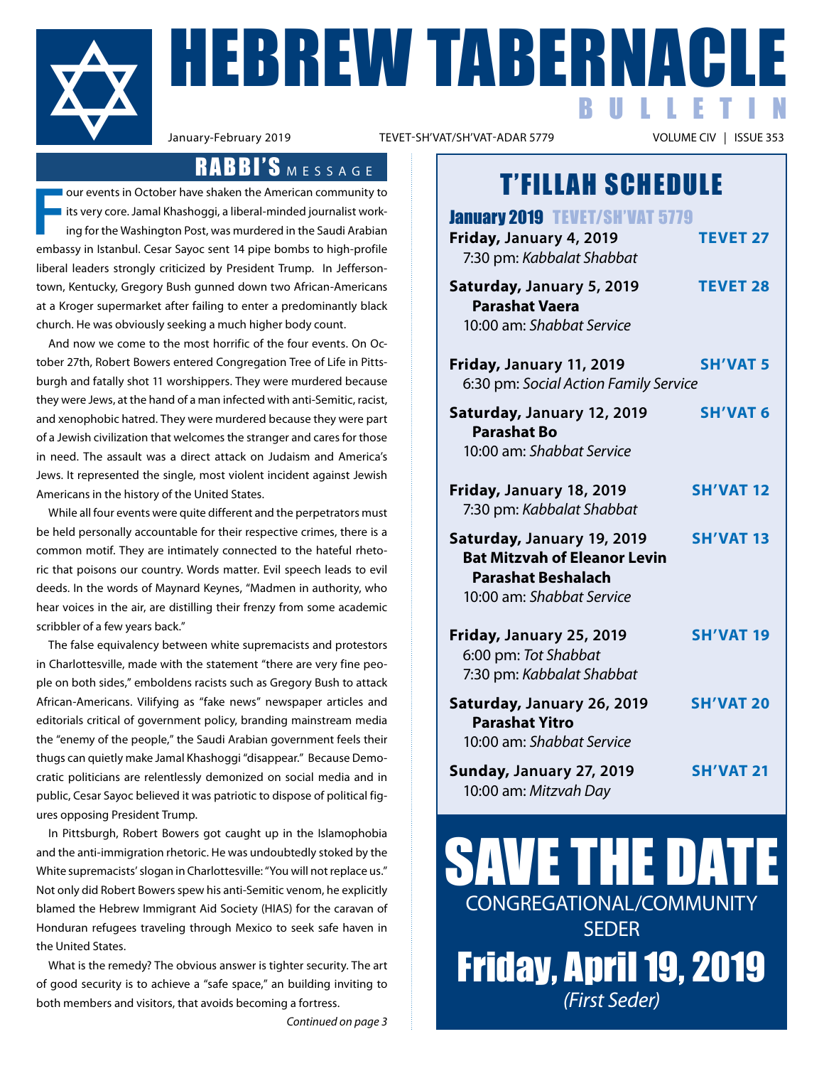# HEBREW TABERNACLE BULLETIN

January-February 2019 | TEVET-SH'VAT/SH'VAT-ADAR 5779 | VOLUME CIV | ISSUE 353

## RABBI'S MESSAGE

Four events in October have shaken the American community to its very core. Jamal Khashoggi, a liberal-minded journalist working for the Washington Post, was murdered in the Saudi Arabian embassy in Istanbul. Cesar Sayoc sent 14 pipe bombs to high-profile liberal leaders strongly criticized by President Trump. In Jeffersontown, Kentucky, Gregory Bush gunned down two African-Americans at a Kroger supermarket after failing to enter a predominantly black church. He was obviously seeking a much higher body count.

And now we come to the most horrific of the four events. On October 27th, Robert Bowers entered Congregation Tree of Life in Pittsburgh and fatally shot 11 worshippers. They were murdered because they were Jews, at the hand of a man infected with anti-Semitic, racist, and xenophobic hatred. They were murdered because they were part of a Jewish civilization that welcomes the stranger and cares for those in need. The assault was a direct attack on Judaism and America's Jews. It represented the single, most violent incident against Jewish Americans in the history of the United States.

While all four events were quite different and the perpetrators must be held personally accountable for their respective crimes, there is a common motif. They are intimately connected to the hateful rhetoric that poisons our country. Words matter. Evil speech leads to evil deeds. In the words of Maynard Keynes, "Madmen in authority, who hear voices in the air, are distilling their frenzy from some academic scribbler of a few years back."

The false equivalency between white supremacists and protestors in Charlottesville, made with the statement "there are very fine people on both sides," emboldens racists such as Gregory Bush to attack African-Americans. Vilifying as "fake news" newspaper articles and editorials critical of government policy, branding mainstream media the "enemy of the people," the Saudi Arabian government feels their thugs can quietly make Jamal Khashoggi "disappear." Because Democratic politicians are relentlessly demonized on social media and in public, Cesar Sayoc believed it was patriotic to dispose of political figures opposing President Trump.

In Pittsburgh, Robert Bowers got caught up in the Islamophobia and the anti-immigration rhetoric. He was undoubtedly stoked by the White supremacists' slogan in Charlottesville: "You will not replace us." Not only did Robert Bowers spew his anti-Semitic venom, he explicitly blamed the Hebrew Immigrant Aid Society (HIAS) for the caravan of Honduran refugees traveling through Mexico to seek safe haven in the United States.

What is the remedy? The obvious answer is tighter security. The art of good security is to achieve a "safe space," an building inviting to both members and visitors, that avoids becoming a fortress.

*Continued on page 3*

## T'FILLAH SCHEDULE

### January 2019 TEVET/SH'VAT 5779

**Friday, January 4, 2019** — **TEVET 27**
7:30 pm: *Kabbalat Shabbat*

**Saturday, January 5, 2019** — **TEVET 28**
**Parashat Vaera**
10:00 am: *Shabbat Service*

**Friday, January 11, 2019** — **SH'VAT 5**
6:30 pm: *Social Action Family Service*

**Saturday, January 12, 2019** — **SH'VAT 6**
**Parashat Bo**
10:00 am: *Shabbat Service*

**Friday, January 18, 2019** — **SH'VAT 12**
7:30 pm: *Kabbalat Shabbat*

**Saturday, January 19, 2019** — **SH'VAT 13**
**Bat Mitzvah of Eleanor Levin**
**Parashat Beshalach**
10:00 am: *Shabbat Service*

**Friday, January 25, 2019** — **SH'VAT 19**
6:00 pm: *Tot Shabbat*
7:30 pm: *Kabbalat Shabbat*

**Saturday, January 26, 2019** — **SH'VAT 20**
**Parashat Yitro**
10:00 am: *Shabbat Service*

**Sunday, January 27, 2019** — **SH'VAT 21**
10:00 am: *Mitzvah Day*

## SAVE THE DATE

CONGREGATIONAL/COMMUNITY SEDER

**Friday, April 19, 2019**

*(First Seder)*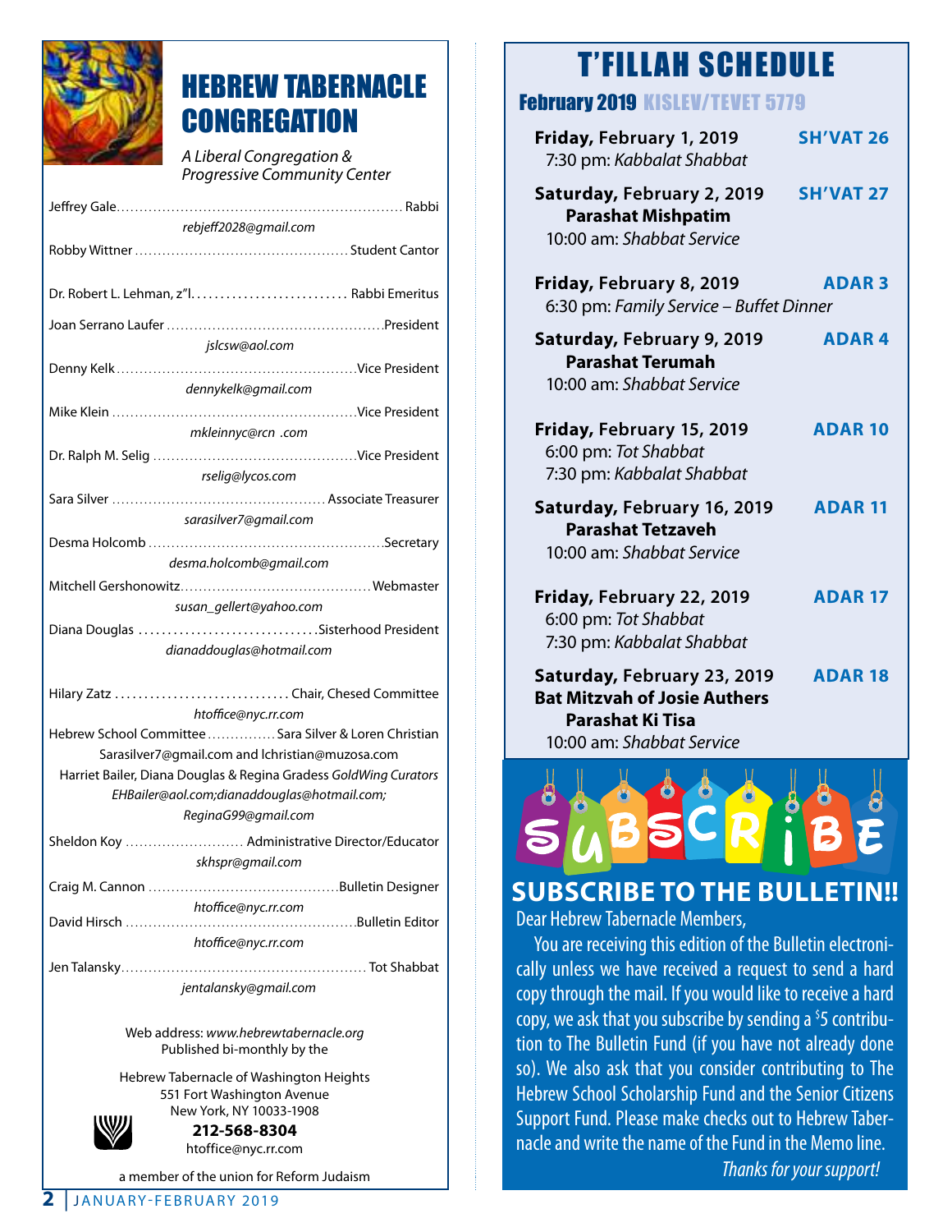# HEBREW TABERNACLE CONGREGATION

*A Liberal Congregation & Progressive Community Center*

Jeffrey Gale.................................................................. Rabbi
*rebjeff2028@gmail.com*

Robby Wittner ................................................ Student Cantor

Dr. Robert L. Lehman, z"l........................... Rabbi Emeritus

Joan Serrano Laufer ...............................................President
*jslcsw@aol.com*

Denny Kelk ....................................................Vice President
*dennykelk@gmail.com*

Mike Klein .....................................................Vice President
*mkleinnyc@rcn .com*

Dr. Ralph M. Selig ............................................Vice President
*rselig@lycos.com*

Sara Silver ............................................... Associate Treasurer
*sarasilver7@gmail.com*

Desma Holcomb ..................................................Secretary
*desma.holcomb@gmail.com*

Mitchell Gershonowitz.........................................Webmaster
*susan_gellert@yahoo.com*

Diana Douglas ..............................Sisterhood President
*dianaddouglas@hotmail.com*

Hilary Zatz ............................. Chair, Chesed Committee
*htoffice@nyc.rr.com*

Hebrew School Committee ............... Sara Silver & Loren Christian
Sarasilver7@gmail.com and lchristian@muzosa.com

Harriet Bailer, Diana Douglas & Regina Gradess *GoldWing Curators*
*EHBailer@aol.com;dianaddouglas@hotmail.com; ReginaG99@gmail.com*

Sheldon Koy ......................... Administrative Director/Educator
*skhspr@gmail.com*

Craig M. Cannon .........................................Bulletin Designer
*htoffice@nyc.rr.com*

David Hirsch .................................................Bulletin Editor
*htoffice@nyc.rr.com*

Jen Talansky.................................................... Tot Shabbat
*jentalansky@gmail.com*

Web address: *www.hebrewtabernacle.org*
Published bi-monthly by the

Hebrew Tabernacle of Washington Heights
551 Fort Washington Avenue
New York, NY 10033-1908
**212-568-8304**
htoffice@nyc.rr.com

a member of the union for Reform Judaism

# T'FILLAH SCHEDULE

## February 2019 KISLEV/TEVET 5779

**Friday, February 1, 2019** — **SH'VAT 26**
7:30 pm: *Kabbalat Shabbat*

**Saturday, February 2, 2019** — **SH'VAT 27**
**Parashat Mishpatim**
10:00 am: *Shabbat Service*

**Friday, February 8, 2019** — **ADAR 3**
6:30 pm: *Family Service – Buffet Dinner*

**Saturday, February 9, 2019** — **ADAR 4**
**Parashat Terumah**
10:00 am: *Shabbat Service*

**Friday, February 15, 2019** — **ADAR 10**
6:00 pm: *Tot Shabbat*
7:30 pm: *Kabbalat Shabbat*

**Saturday, February 16, 2019** — **ADAR 11**
**Parashat Tetzaveh**
10:00 am: *Shabbat Service*

**Friday, February 22, 2019** — **ADAR 17**
6:00 pm: *Tot Shabbat*
7:30 pm: *Kabbalat Shabbat*

**Saturday, February 23, 2019** — **ADAR 18**
**Bat Mitzvah of Josie Authers**
**Parashat Ki Tisa**
10:00 am: *Shabbat Service*

SUBSCRIBE

## SUBSCRIBE TO THE BULLETIN!!

Dear Hebrew Tabernacle Members,

You are receiving this edition of the Bulletin electronically unless we have received a request to send a hard copy through the mail. If you would like to receive a hard copy, we ask that you subscribe by sending a $5 contribution to The Bulletin Fund (if you have not already done so). We also ask that you consider contributing to The Hebrew School Scholarship Fund and the Senior Citizens Support Fund. Please make checks out to Hebrew Tabernacle and write the name of the Fund in the Memo line.

*Thanks for your support!*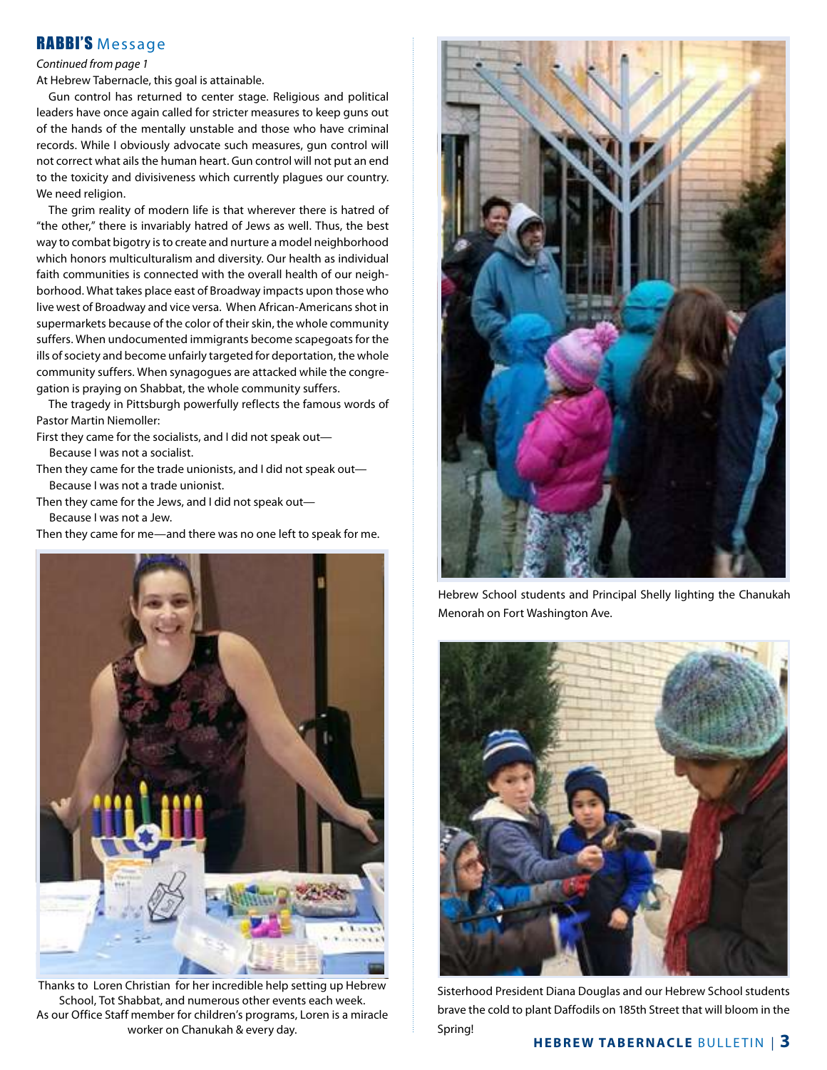## RABBI'S Message

*Continued from page 1*

At Hebrew Tabernacle, this goal is attainable.

Gun control has returned to center stage. Religious and political leaders have once again called for stricter measures to keep guns out of the hands of the mentally unstable and those who have criminal records. While I obviously advocate such measures, gun control will not correct what ails the human heart. Gun control will not put an end to the toxicity and divisiveness which currently plagues our country. We need religion.

The grim reality of modern life is that wherever there is hatred of "the other," there is invariably hatred of Jews as well. Thus, the best way to combat bigotry is to create and nurture a model neighborhood which honors multiculturalism and diversity. Our health as individual faith communities is connected with the overall health of our neighborhood. What takes place east of Broadway impacts upon those who live west of Broadway and vice versa. When African-Americans shot in supermarkets because of the color of their skin, the whole community suffers. When undocumented immigrants become scapegoats for the ills of society and become unfairly targeted for deportation, the whole community suffers. When synagogues are attacked while the congregation is praying on Shabbat, the whole community suffers.

The tragedy in Pittsburgh powerfully reflects the famous words of Pastor Martin Niemoller:

First they came for the socialists, and I did not speak out—
Because I was not a socialist.
Then they came for the trade unionists, and I did not speak out—
Because I was not a trade unionist.
Then they came for the Jews, and I did not speak out—
Because I was not a Jew.
Then they came for me—and there was no one left to speak for me.

Thanks to Loren Christian for her incredible help setting up Hebrew School, Tot Shabbat, and numerous other events each week. As our Office Staff member for children's programs, Loren is a miracle worker on Chanukah & every day.

Hebrew School students and Principal Shelly lighting the Chanukah Menorah on Fort Washington Ave.

Sisterhood President Diana Douglas and our Hebrew School students brave the cold to plant Daffodils on 185th Street that will bloom in the Spring!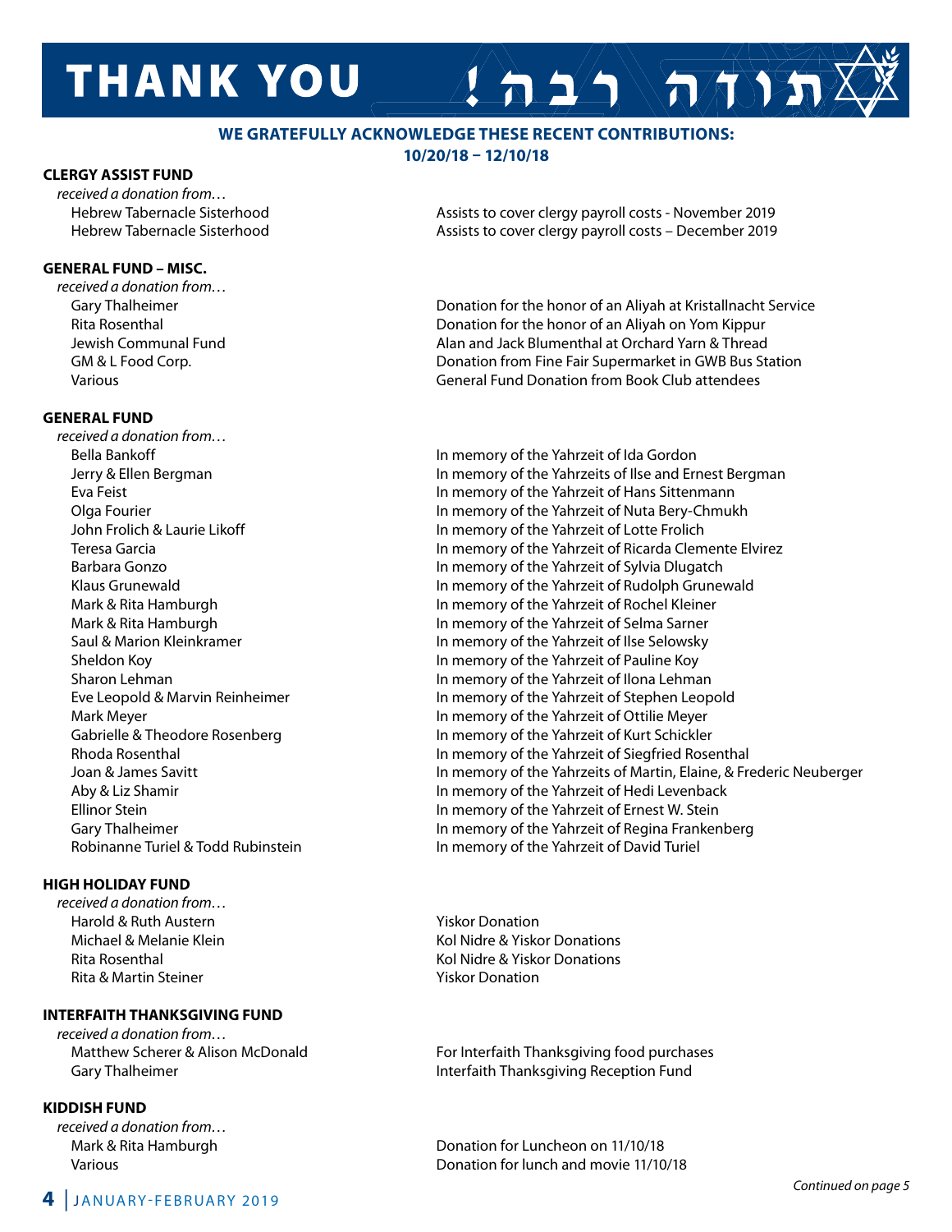# THANK YOU תודה רבה!

**WE GRATEFULLY ACKNOWLEDGE THESE RECENT CONTRIBUTIONS: 10/20/18 – 12/10/18**

**CLERGY ASSIST FUND**

*received a donation from…*

| | |
|---|---|
| Hebrew Tabernacle Sisterhood | Assists to cover clergy payroll costs - November 2019 |
| Hebrew Tabernacle Sisterhood | Assists to cover clergy payroll costs – December 2019 |

**GENERAL FUND – MISC.**

*received a donation from…*

| | |
|---|---|
| Gary Thalheimer | Donation for the honor of an Aliyah at Kristallnacht Service |
| Rita Rosenthal | Donation for the honor of an Aliyah on Yom Kippur |
| Jewish Communal Fund | Alan and Jack Blumenthal at Orchard Yarn & Thread |
| GM & L Food Corp. | Donation from Fine Fair Supermarket in GWB Bus Station |
| Various | General Fund Donation from Book Club attendees |

**GENERAL FUND**

*received a donation from…*

| | |
|---|---|
| Bella Bankoff | In memory of the Yahrzeit of Ida Gordon |
| Jerry & Ellen Bergman | In memory of the Yahrzeits of Ilse and Ernest Bergman |
| Eva Feist | In memory of the Yahrzeit of Hans Sittenmann |
| Olga Fourier | In memory of the Yahrzeit of Nuta Bery-Chmukh |
| John Frolich & Laurie Likoff | In memory of the Yahrzeit of Lotte Frolich |
| Teresa Garcia | In memory of the Yahrzeit of Ricarda Clemente Elvirez |
| Barbara Gonzo | In memory of the Yahrzeit of Sylvia Dlugatch |
| Klaus Grunewald | In memory of the Yahrzeit of Rudolph Grunewald |
| Mark & Rita Hamburgh | In memory of the Yahrzeit of Rochel Kleiner |
| Mark & Rita Hamburgh | In memory of the Yahrzeit of Selma Sarner |
| Saul & Marion Kleinkramer | In memory of the Yahrzeit of Ilse Selowsky |
| Sheldon Koy | In memory of the Yahrzeit of Pauline Koy |
| Sharon Lehman | In memory of the Yahrzeit of Ilona Lehman |
| Eve Leopold & Marvin Reinheimer | In memory of the Yahrzeit of Stephen Leopold |
| Mark Meyer | In memory of the Yahrzeit of Ottilie Meyer |
| Gabrielle & Theodore Rosenberg | In memory of the Yahrzeit of Kurt Schickler |
| Rhoda Rosenthal | In memory of the Yahrzeit of Siegfried Rosenthal |
| Joan & James Savitt | In memory of the Yahrzeits of Martin, Elaine, & Frederic Neuberger |
| Aby & Liz Shamir | In memory of the Yahrzeit of Hedi Levenback |
| Ellinor Stein | In memory of the Yahrzeit of Ernest W. Stein |
| Gary Thalheimer | In memory of the Yahrzeit of Regina Frankenberg |
| Robinanne Turiel & Todd Rubinstein | In memory of the Yahrzeit of David Turiel |

**HIGH HOLIDAY FUND**

*received a donation from…*

| | |
|---|---|
| Harold & Ruth Austern | Yiskor Donation |
| Michael & Melanie Klein | Kol Nidre & Yiskor Donations |
| Rita Rosenthal | Kol Nidre & Yiskor Donations |
| Rita & Martin Steiner | Yiskor Donation |

**INTERFAITH THANKSGIVING FUND**

*received a donation from…*

| | |
|---|---|
| Matthew Scherer & Alison McDonald | For Interfaith Thanksgiving food purchases |
| Gary Thalheimer | Interfaith Thanksgiving Reception Fund |

**KIDDISH FUND**

*received a donation from…*

| | |
|---|---|
| Mark & Rita Hamburgh | Donation for Luncheon on 11/10/18 |
| Various | Donation for lunch and movie 11/10/18 |

*Continued on page 5*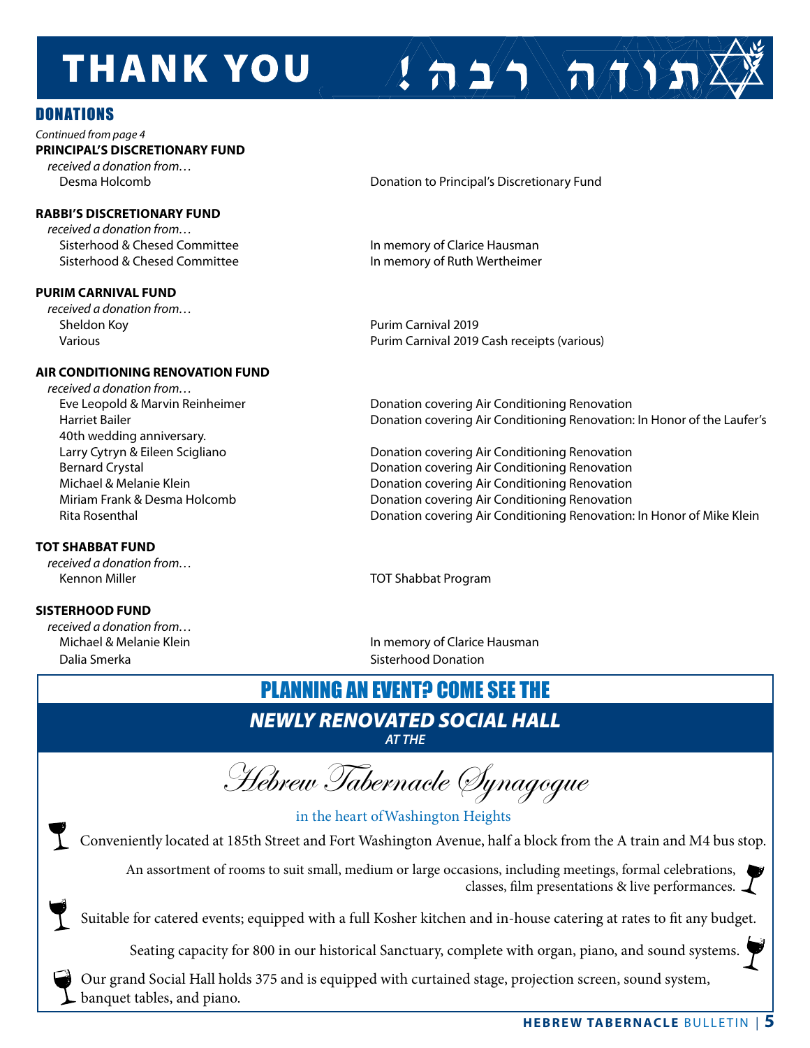# THANK YOU

# !תודה רבה

## DONATIONS

*Continued from page 4*

**PRINCIPAL'S DISCRETIONARY FUND**

*received a donation from…*

| | |
|---|---|
| Desma Holcomb | Donation to Principal's Discretionary Fund |

**RABBI'S DISCRETIONARY FUND**

*received a donation from…*

| | |
|---|---|
| Sisterhood & Chesed Committee | In memory of Clarice Hausman |
| Sisterhood & Chesed Committee | In memory of Ruth Wertheimer |

**PURIM CARNIVAL FUND**

*received a donation from…*

| | |
|---|---|
| Sheldon Koy | Purim Carnival 2019 |
| Various | Purim Carnival 2019 Cash receipts (various) |

**AIR CONDITIONING RENOVATION FUND**

*received a donation from…*

| | |
|---|---|
| Eve Leopold & Marvin Reinheimer | Donation covering Air Conditioning Renovation |
| Harriet Bailer | Donation covering Air Conditioning Renovation: In Honor of the Laufer's 40th wedding anniversary. |
| Larry Cytryn & Eileen Scigliano | Donation covering Air Conditioning Renovation |
| Bernard Crystal | Donation covering Air Conditioning Renovation |
| Michael & Melanie Klein | Donation covering Air Conditioning Renovation |
| Miriam Frank & Desma Holcomb | Donation covering Air Conditioning Renovation |
| Rita Rosenthal | Donation covering Air Conditioning Renovation: In Honor of Mike Klein |

**TOT SHABBAT FUND**

*received a donation from…*

| | |
|---|---|
| Kennon Miller | TOT Shabbat Program |

**SISTERHOOD FUND**

*received a donation from…*

| | |
|---|---|
| Michael & Melanie Klein | In memory of Clarice Hausman |
| Dalia Smerka | Sisterhood Donation |

## PLANNING AN EVENT? COME SEE THE

### *NEWLY RENOVATED SOCIAL HALL*

*AT THE*

*Hebrew Tabernacle Synagogue*

in the heart of Washington Heights

- Conveniently located at 185th Street and Fort Washington Avenue, half a block from the A train and M4 bus stop.
- An assortment of rooms to suit small, medium or large occasions, including meetings, formal celebrations, classes, film presentations & live performances.
- Suitable for catered events; equipped with a full Kosher kitchen and in-house catering at rates to fit any budget.
- Seating capacity for 800 in our historical Sanctuary, complete with organ, piano, and sound systems.
- Our grand Social Hall holds 375 and is equipped with curtained stage, projection screen, sound system, banquet tables, and piano.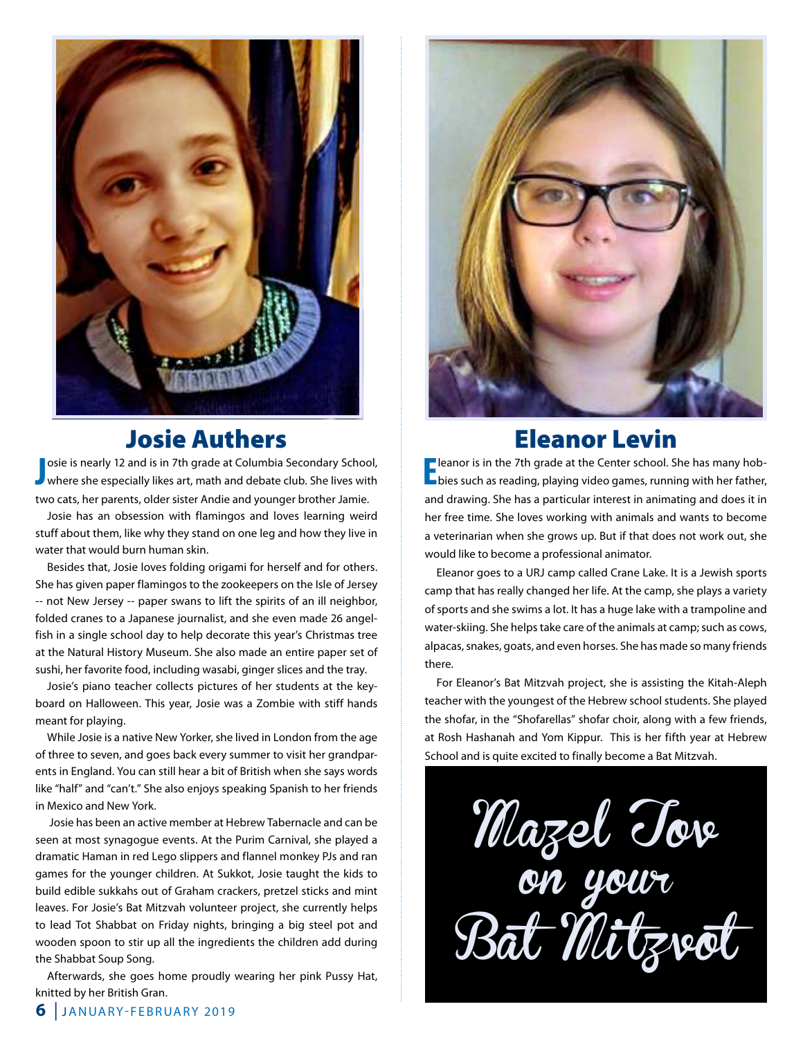## Josie Authers

Josie is nearly 12 and is in 7th grade at Columbia Secondary School, where she especially likes art, math and debate club. She lives with two cats, her parents, older sister Andie and younger brother Jamie.

Josie has an obsession with flamingos and loves learning weird stuff about them, like why they stand on one leg and how they live in water that would burn human skin.

Besides that, Josie loves folding origami for herself and for others. She has given paper flamingos to the zookeepers on the Isle of Jersey -- not New Jersey -- paper swans to lift the spirits of an ill neighbor, folded cranes to a Japanese journalist, and she even made 26 angelfish in a single school day to help decorate this year's Christmas tree at the Natural History Museum. She also made an entire paper set of sushi, her favorite food, including wasabi, ginger slices and the tray.

Josie's piano teacher collects pictures of her students at the keyboard on Halloween. This year, Josie was a Zombie with stiff hands meant for playing.

While Josie is a native New Yorker, she lived in London from the age of three to seven, and goes back every summer to visit her grandparents in England. You can still hear a bit of British when she says words like "half" and "can't." She also enjoys speaking Spanish to her friends in Mexico and New York.

Josie has been an active member at Hebrew Tabernacle and can be seen at most synagogue events. At the Purim Carnival, she played a dramatic Haman in red Lego slippers and flannel monkey PJs and ran games for the younger children. At Sukkot, Josie taught the kids to build edible sukkahs out of Graham crackers, pretzel sticks and mint leaves. For Josie's Bat Mitzvah volunteer project, she currently helps to lead Tot Shabbat on Friday nights, bringing a big steel pot and wooden spoon to stir up all the ingredients the children add during the Shabbat Soup Song.

Afterwards, she goes home proudly wearing her pink Pussy Hat, knitted by her British Gran.

## Eleanor Levin

Eleanor is in the 7th grade at the Center school. She has many hobbies such as reading, playing video games, running with her father, and drawing. She has a particular interest in animating and does it in her free time. She loves working with animals and wants to become a veterinarian when she grows up. But if that does not work out, she would like to become a professional animator.

Eleanor goes to a URJ camp called Crane Lake. It is a Jewish sports camp that has really changed her life. At the camp, she plays a variety of sports and she swims a lot. It has a huge lake with a trampoline and water-skiing. She helps take care of the animals at camp; such as cows, alpacas, snakes, goats, and even horses. She has made so many friends there.

For Eleanor's Bat Mitzvah project, she is assisting the Kitah-Aleph teacher with the youngest of the Hebrew school students. She played the shofar, in the "Shofarellas" shofar choir, along with a few friends, at Rosh Hashanah and Yom Kippur. This is her fifth year at Hebrew School and is quite excited to finally become a Bat Mitzvah.

**Mazel Tov on your Bat Mitzvot**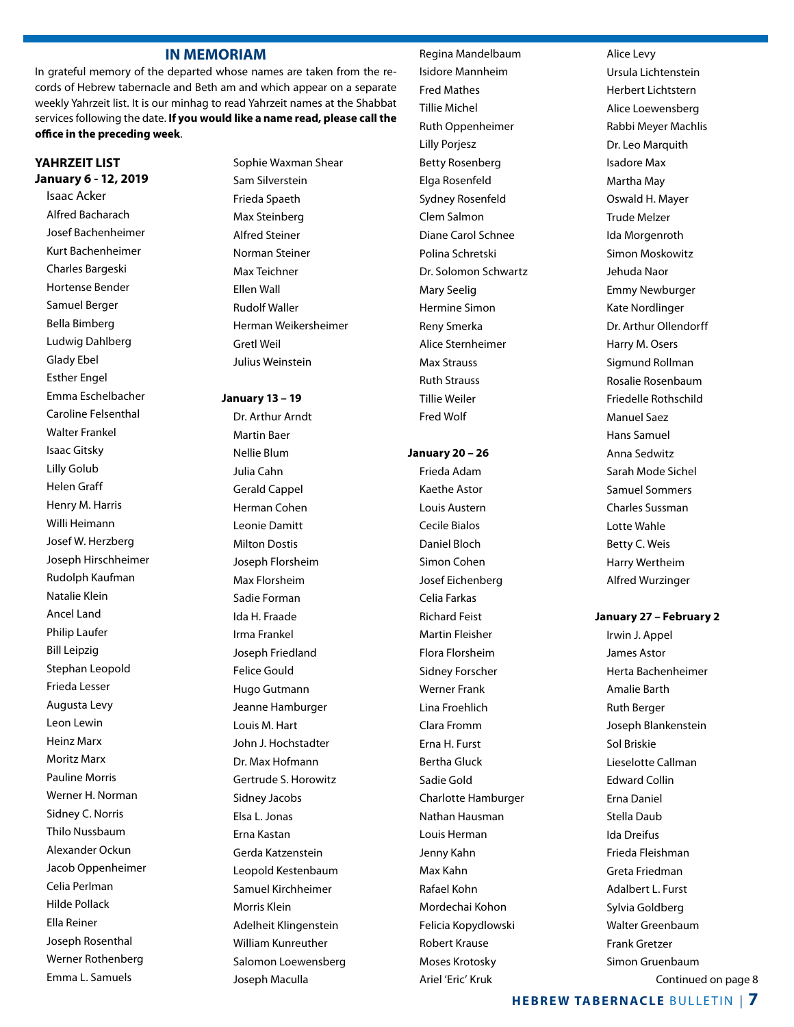## IN MEMORIAM

In grateful memory of the departed whose names are taken from the records of Hebrew tabernacle and Beth am and which appear on a separate weekly Yahrzeit list. It is our minhag to read Yahrzeit names at the Shabbat services following the date. **If you would like a name read, please call the office in the preceding week**.

**YAHRZEIT LIST**
**January 6 - 12, 2019**

Isaac Acker
Alfred Bacharach
Josef Bachenheimer
Kurt Bachenheimer
Charles Bargeski
Hortense Bender
Samuel Berger
Bella Bimberg
Ludwig Dahlberg
Glady Ebel
Esther Engel
Emma Eschelbacher
Caroline Felsenthal
Walter Frankel
Isaac Gitsky
Lilly Golub
Helen Graff
Henry M. Harris
Willi Heimann
Josef W. Herzberg
Joseph Hirschheimer
Rudolph Kaufman
Natalie Klein
Ancel Land
Philip Laufer
Bill Leipzig
Stephan Leopold
Frieda Lesser
Augusta Levy
Leon Lewin
Heinz Marx
Moritz Marx
Pauline Morris
Werner H. Norman
Sidney C. Norris
Thilo Nussbaum
Alexander Ockun
Jacob Oppenheimer
Celia Perlman
Hilde Pollack
Ella Reiner
Joseph Rosenthal
Werner Rothenberg
Emma L. Samuels
Sophie Waxman Shear
Sam Silverstein
Frieda Spaeth
Max Steinberg
Alfred Steiner
Norman Steiner
Max Teichner
Ellen Wall
Rudolf Waller
Herman Weikersheimer
Gretl Weil
Julius Weinstein

**January 13 – 19**

Dr. Arthur Arndt
Martin Baer
Nellie Blum
Julia Cahn
Gerald Cappel
Herman Cohen
Leonie Damitt
Milton Dostis
Joseph Florsheim
Max Florsheim
Sadie Forman
Ida H. Fraade
Irma Frankel
Joseph Friedland
Felice Gould
Hugo Gutmann
Jeanne Hamburger
Louis M. Hart
John J. Hochstadter
Dr. Max Hofmann
Gertrude S. Horowitz
Sidney Jacobs
Elsa L. Jonas
Erna Kastan
Gerda Katzenstein
Leopold Kestenbaum
Samuel Kirchheimer
Morris Klein
Adelheit Klingenstein
William Kunreuther
Salomon Loewensberg
Joseph Maculla
Regina Mandelbaum
Isidore Mannheim
Fred Mathes
Tillie Michel
Ruth Oppenheimer
Lilly Porjesz
Betty Rosenberg
Elga Rosenfeld
Sydney Rosenfeld
Clem Salmon
Diane Carol Schnee
Polina Schretski
Dr. Solomon Schwartz
Mary Seelig
Hermine Simon
Reny Smerka
Alice Sternheimer
Max Strauss
Ruth Strauss
Tillie Weiler
Fred Wolf

**January 20 – 26**

Frieda Adam
Kaethe Astor
Louis Austern
Cecile Bialos
Daniel Bloch
Simon Cohen
Josef Eichenberg
Celia Farkas
Richard Feist
Martin Fleisher
Flora Florsheim
Sidney Forscher
Werner Frank
Lina Froehlich
Clara Fromm
Erna H. Furst
Bertha Gluck
Sadie Gold
Charlotte Hamburger
Nathan Hausman
Louis Herman
Jenny Kahn
Max Kahn
Rafael Kohn
Mordechai Kohon
Felicia Kopydlowski
Robert Krause
Moses Krotosky
Ariel 'Eric' Kruk
Alice Levy
Ursula Lichtenstein
Herbert Lichtstern
Alice Loewensberg
Rabbi Meyer Machlis
Dr. Leo Marquith
Isadore Max
Martha May
Oswald H. Mayer
Trude Melzer
Ida Morgenroth
Simon Moskowitz
Jehuda Naor
Emmy Newburger
Kate Nordlinger
Dr. Arthur Ollendorff
Harry M. Osers
Sigmund Rollman
Rosalie Rosenbaum
Friedelle Rothschild
Manuel Saez
Hans Samuel
Anna Sedwitz
Sarah Mode Sichel
Samuel Sommers
Charles Sussman
Lotte Wahle
Betty C. Weis
Harry Wertheim
Alfred Wurzinger

**January 27 – February 2**

Irwin J. Appel
James Astor
Herta Bachenheimer
Amalie Barth
Ruth Berger
Joseph Blankenstein
Sol Briskie
Lieselotte Callman
Edward Collin
Erna Daniel
Stella Daub
Ida Dreifus
Frieda Fleishman
Greta Friedman
Adalbert L. Furst
Sylvia Goldberg
Walter Greenbaum
Frank Gretzer
Simon Gruenbaum

Continued on page 8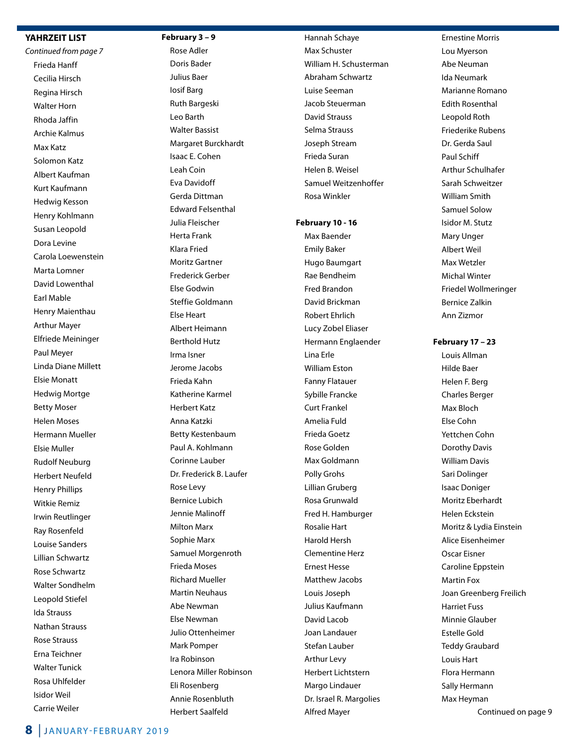## YAHRZEIT LIST

*Continued from page 7*

Frieda Hanff
Cecilia Hirsch
Regina Hirsch
Walter Horn
Rhoda Jaffin
Archie Kalmus
Max Katz
Solomon Katz
Albert Kaufman
Kurt Kaufmann
Hedwig Kesson
Henry Kohlmann
Susan Leopold
Dora Levine
Carola Loewenstein
Marta Lomner
David Lowenthal
Earl Mable
Henry Maienthau
Arthur Mayer
Elfriede Meininger
Paul Meyer
Linda Diane Millett
Elsie Monatt
Hedwig Mortge
Betty Moser
Helen Moses
Hermann Mueller
Elsie Muller
Rudolf Neuburg
Herbert Neufeld
Henry Phillips
Witkie Remiz
Irwin Reutlinger
Ray Rosenfeld
Louise Sanders
Lillian Schwartz
Rose Schwartz
Walter Sondhelm
Leopold Stiefel
Ida Strauss
Nathan Strauss
Rose Strauss
Erna Teichner
Walter Tunick
Rosa Uhlfelder
Isidor Weil
Carrie Weiler

**February 3 – 9**

Rose Adler
Doris Bader
Julius Baer
Iosif Barg
Ruth Bargeski
Leo Barth
Walter Bassist
Margaret Burckhardt
Isaac E. Cohen
Leah Coin
Eva Davidoff
Gerda Dittman
Edward Felsenthal
Julia Fleischer
Herta Frank
Klara Fried
Moritz Gartner
Frederick Gerber
Else Godwin
Steffie Goldmann
Else Heart
Albert Heimann
Berthold Hutz
Irma Isner
Jerome Jacobs
Frieda Kahn
Katherine Karmel
Herbert Katz
Anna Katzki
Betty Kestenbaum
Paul A. Kohlmann
Corinne Lauber
Dr. Frederick B. Laufer
Rose Levy
Bernice Lubich
Jennie Malinoff
Milton Marx
Sophie Marx
Samuel Morgenroth
Frieda Moses
Richard Mueller
Martin Neuhaus
Abe Newman
Else Newman
Julio Ottenheimer
Mark Pomper
Ira Robinson
Lenora Miller Robinson
Eli Rosenberg
Annie Rosenbluth
Herbert Saalfeld
Hannah Schaye
Max Schuster
William H. Schusterman
Abraham Schwartz
Luise Seeman
Jacob Steuerman
David Strauss
Selma Strauss
Joseph Stream
Frieda Suran
Helen B. Weisel
Samuel Weitzenhoffer
Rosa Winkler

**February 10 - 16**

Max Baender
Emily Baker
Hugo Baumgart
Rae Bendheim
Fred Brandon
David Brickman
Robert Ehrlich
Lucy Zobel Eliaser
Hermann Englaender
Lina Erle
William Eston
Fanny Flatauer
Sybille Francke
Curt Frankel
Amelia Fuld
Frieda Goetz
Rose Golden
Max Goldmann
Polly Grohs
Lillian Gruberg
Rosa Grunwald
Fred H. Hamburger
Rosalie Hart
Harold Hersh
Clementine Herz
Ernest Hesse
Matthew Jacobs
Louis Joseph
Julius Kaufmann
David Lacob
Joan Landauer
Stefan Lauber
Arthur Levy
Herbert Lichtstern
Margo Lindauer
Dr. Israel R. Margolies
Alfred Mayer
Ernestine Morris
Lou Myerson
Abe Neuman
Ida Neumark
Marianne Romano
Edith Rosenthal
Leopold Roth
Friederike Rubens
Dr. Gerda Saul
Paul Schiff
Arthur Schulhafer
Sarah Schweitzer
William Smith
Samuel Solow
Isidor M. Stutz
Mary Unger
Albert Weil
Max Wetzler
Michal Winter
Friedel Wollmeringer
Bernice Zalkin
Ann Zizmor

**February 17 – 23**

Louis Allman
Hilde Baer
Helen F. Berg
Charles Berger
Max Bloch
Else Cohn
Yettchen Cohn
Dorothy Davis
William Davis
Sari Dolinger
Isaac Doniger
Moritz Eberhardt
Helen Eckstein
Moritz & Lydia Einstein
Alice Eisenheimer
Oscar Eisner
Caroline Eppstein
Martin Fox
Joan Greenberg Freilich
Harriet Fuss
Minnie Glauber
Estelle Gold
Teddy Graubard
Louis Hart
Flora Hermann
Sally Hermann
Max Heyman

Continued on page 9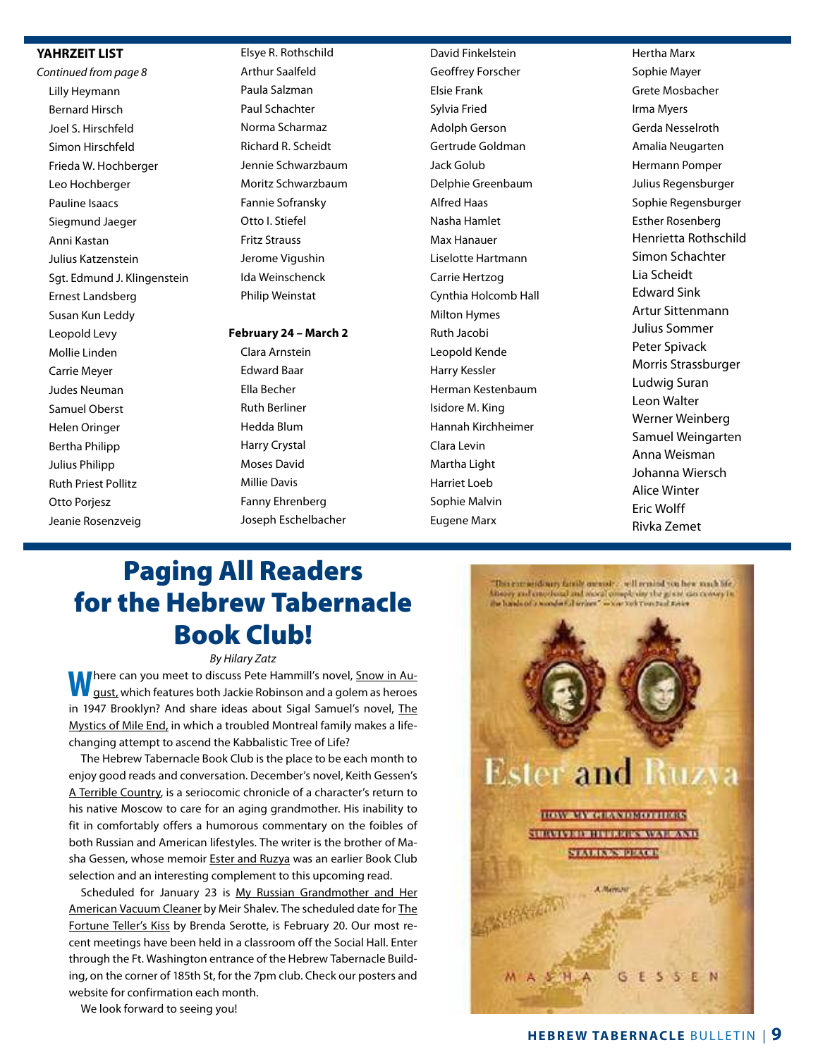**YAHRZEIT LIST**

*Continued from page 8*

Lilly Heymann
Bernard Hirsch
Joel S. Hirschfeld
Simon Hirschfeld
Frieda W. Hochberger
Leo Hochberger
Pauline Isaacs
Siegmund Jaeger
Anni Kastan
Julius Katzenstein
Sgt. Edmund J. Klingenstein
Ernest Landsberg
Susan Kun Leddy
Leopold Levy
Mollie Linden
Carrie Meyer
Judes Neuman
Samuel Oberst
Helen Oringer
Bertha Philipp
Julius Philipp
Ruth Priest Pollitz
Otto Porjesz
Jeanie Rosenzveig
Elsye R. Rothschild
Arthur Saalfeld
Paula Salzman
Paul Schachter
Norma Scharmaz
Richard R. Scheidt
Jennie Schwarzbaum
Moritz Schwarzbaum
Fannie Sofransky
Otto I. Stiefel
Fritz Strauss
Jerome Vigushin
Ida Weinschenck
Philip Weinstat

**February 24 – March 2**

Clara Arnstein
Edward Baar
Ella Becher
Ruth Berliner
Hedda Blum
Harry Crystal
Moses David
Millie Davis
Fanny Ehrenberg
Joseph Eschelbacher
David Finkelstein
Geoffrey Forscher
Elsie Frank
Sylvia Fried
Adolph Gerson
Gertrude Goldman
Jack Golub
Delphie Greenbaum
Alfred Haas
Nasha Hamlet
Max Hanauer
Liselotte Hartmann
Carrie Hertzog
Cynthia Holcomb Hall
Milton Hymes
Ruth Jacobi
Leopold Kende
Harry Kessler
Herman Kestenbaum
Isidore M. King
Hannah Kirchheimer
Clara Levin
Martha Light
Harriet Loeb
Sophie Malvin
Eugene Marx
Hertha Marx
Sophie Mayer
Grete Mosbacher
Irma Myers
Gerda Nesselroth
Amalia Neugarten
Hermann Pomper
Julius Regensburger
Sophie Regensburger
Esther Rosenberg
Henrietta Rothschild
Simon Schachter
Lia Scheidt
Edward Sink
Artur Sittenmann
Julius Sommer
Peter Spivack
Morris Strassburger
Ludwig Suran
Leon Walter
Werner Weinberg
Samuel Weingarten
Anna Weisman
Johanna Wiersch
Alice Winter
Eric Wolff
Rivka Zemet

# Paging All Readers for the Hebrew Tabernacle Book Club!

*By Hilary Zatz*

Where can you meet to discuss Pete Hammill's novel, Snow in August, which features both Jackie Robinson and a golem as heroes in 1947 Brooklyn? And share ideas about Sigal Samuel's novel, The Mystics of Mile End, in which a troubled Montreal family makes a life-changing attempt to ascend the Kabbalistic Tree of Life?

The Hebrew Tabernacle Book Club is the place to be each month to enjoy good reads and conversation. December's novel, Keith Gessen's A Terrible Country, is a seriocomic chronicle of a character's return to his native Moscow to care for an aging grandmother. His inability to fit in comfortably offers a humorous commentary on the foibles of both Russian and American lifestyles. The writer is the brother of Masha Gessen, whose memoir Ester and Ruzya was an earlier Book Club selection and an interesting complement to this upcoming read.

Scheduled for January 23 is My Russian Grandmother and Her American Vacuum Cleaner by Meir Shalev. The scheduled date for The Fortune Teller's Kiss by Brenda Serotte, is February 20. Our most recent meetings have been held in a classroom off the Social Hall. Enter through the Ft. Washington entrance of the Hebrew Tabernacle Building, on the corner of 185th St, for the 7pm club. Check our posters and website for confirmation each month.

We look forward to seeing you!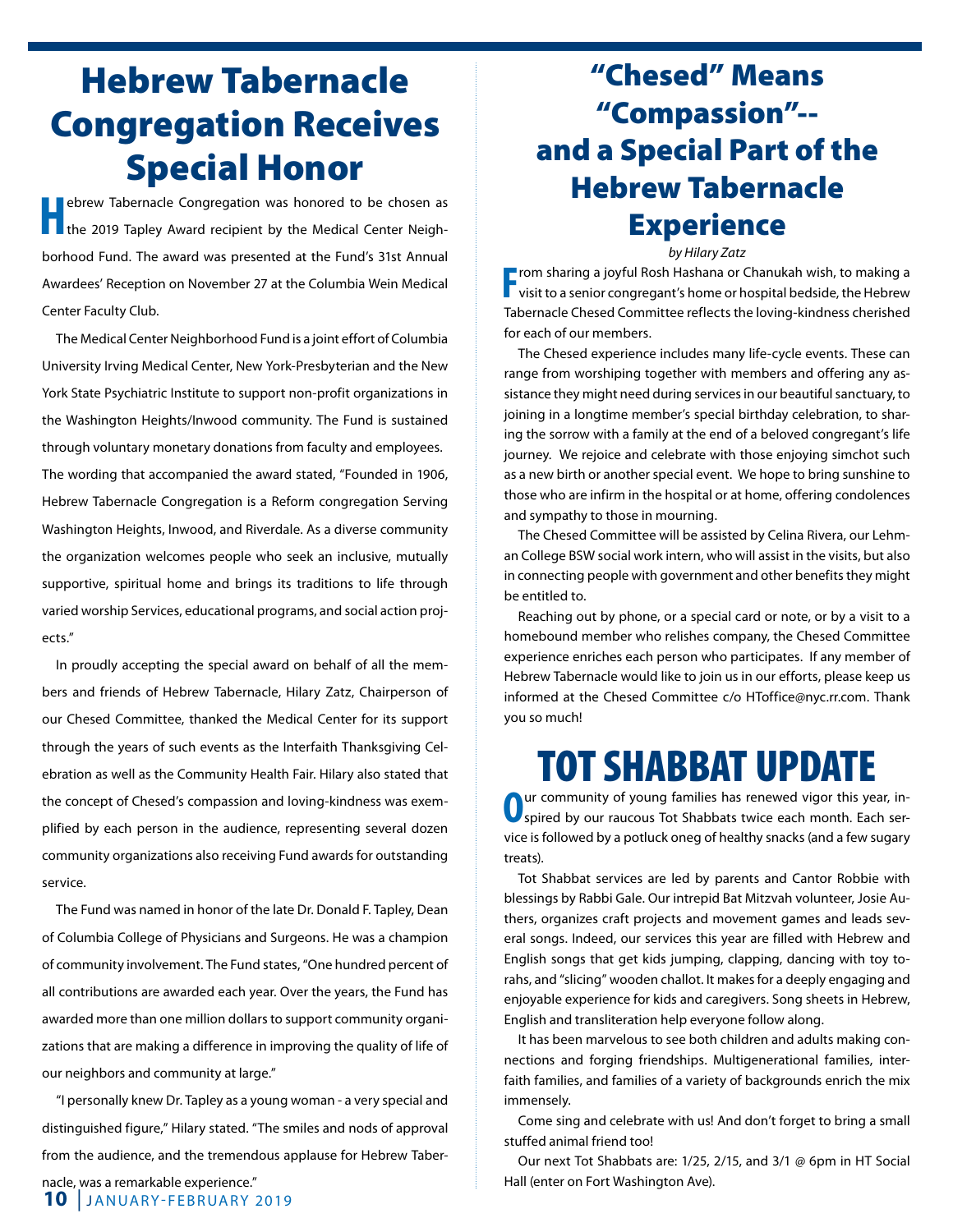# Hebrew Tabernacle Congregation Receives Special Honor

Hebrew Tabernacle Congregation was honored to be chosen as the 2019 Tapley Award recipient by the Medical Center Neighborhood Fund. The award was presented at the Fund's 31st Annual Awardees' Reception on November 27 at the Columbia Wein Medical Center Faculty Club.

The Medical Center Neighborhood Fund is a joint effort of Columbia University Irving Medical Center, New York-Presbyterian and the New York State Psychiatric Institute to support non-profit organizations in the Washington Heights/Inwood community. The Fund is sustained through voluntary monetary donations from faculty and employees. The wording that accompanied the award stated, "Founded in 1906, Hebrew Tabernacle Congregation is a Reform congregation Serving Washington Heights, Inwood, and Riverdale. As a diverse community the organization welcomes people who seek an inclusive, mutually supportive, spiritual home and brings its traditions to life through varied worship Services, educational programs, and social action projects."

In proudly accepting the special award on behalf of all the members and friends of Hebrew Tabernacle, Hilary Zatz, Chairperson of our Chesed Committee, thanked the Medical Center for its support through the years of such events as the Interfaith Thanksgiving Celebration as well as the Community Health Fair. Hilary also stated that the concept of Chesed's compassion and loving-kindness was exemplified by each person in the audience, representing several dozen community organizations also receiving Fund awards for outstanding service.

The Fund was named in honor of the late Dr. Donald F. Tapley, Dean of Columbia College of Physicians and Surgeons. He was a champion of community involvement. The Fund states, "One hundred percent of all contributions are awarded each year. Over the years, the Fund has awarded more than one million dollars to support community organizations that are making a difference in improving the quality of life of our neighbors and community at large."

"I personally knew Dr. Tapley as a young woman - a very special and distinguished figure," Hilary stated. "The smiles and nods of approval from the audience, and the tremendous applause for Hebrew Tabernacle, was a remarkable experience."

# "Chesed" Means "Compassion"-- and a Special Part of the Hebrew Tabernacle Experience

*by Hilary Zatz*

From sharing a joyful Rosh Hashana or Chanukah wish, to making a visit to a senior congregant's home or hospital bedside, the Hebrew Tabernacle Chesed Committee reflects the loving-kindness cherished for each of our members.

The Chesed experience includes many life-cycle events. These can range from worshiping together with members and offering any assistance they might need during services in our beautiful sanctuary, to joining in a longtime member's special birthday celebration, to sharing the sorrow with a family at the end of a beloved congregant's life journey. We rejoice and celebrate with those enjoying simchot such as a new birth or another special event. We hope to bring sunshine to those who are infirm in the hospital or at home, offering condolences and sympathy to those in mourning.

The Chesed Committee will be assisted by Celina Rivera, our Lehman College BSW social work intern, who will assist in the visits, but also in connecting people with government and other benefits they might be entitled to.

Reaching out by phone, or a special card or note, or by a visit to a homebound member who relishes company, the Chesed Committee experience enriches each person who participates. If any member of Hebrew Tabernacle would like to join us in our efforts, please keep us informed at the Chesed Committee c/o HToffice@nyc.rr.com. Thank you so much!

# TOT SHABBAT UPDATE

Our community of young families has renewed vigor this year, inspired by our raucous Tot Shabbats twice each month. Each service is followed by a potluck oneg of healthy snacks (and a few sugary treats).

Tot Shabbat services are led by parents and Cantor Robbie with blessings by Rabbi Gale. Our intrepid Bat Mitzvah volunteer, Josie Authers, organizes craft projects and movement games and leads several songs. Indeed, our services this year are filled with Hebrew and English songs that get kids jumping, clapping, dancing with toy torahs, and "slicing" wooden challot. It makes for a deeply engaging and enjoyable experience for kids and caregivers. Song sheets in Hebrew, English and transliteration help everyone follow along.

It has been marvelous to see both children and adults making connections and forging friendships. Multigenerational families, interfaith families, and families of a variety of backgrounds enrich the mix immensely.

Come sing and celebrate with us! And don't forget to bring a small stuffed animal friend too!

Our next Tot Shabbats are: 1/25, 2/15, and 3/1 @ 6pm in HT Social Hall (enter on Fort Washington Ave).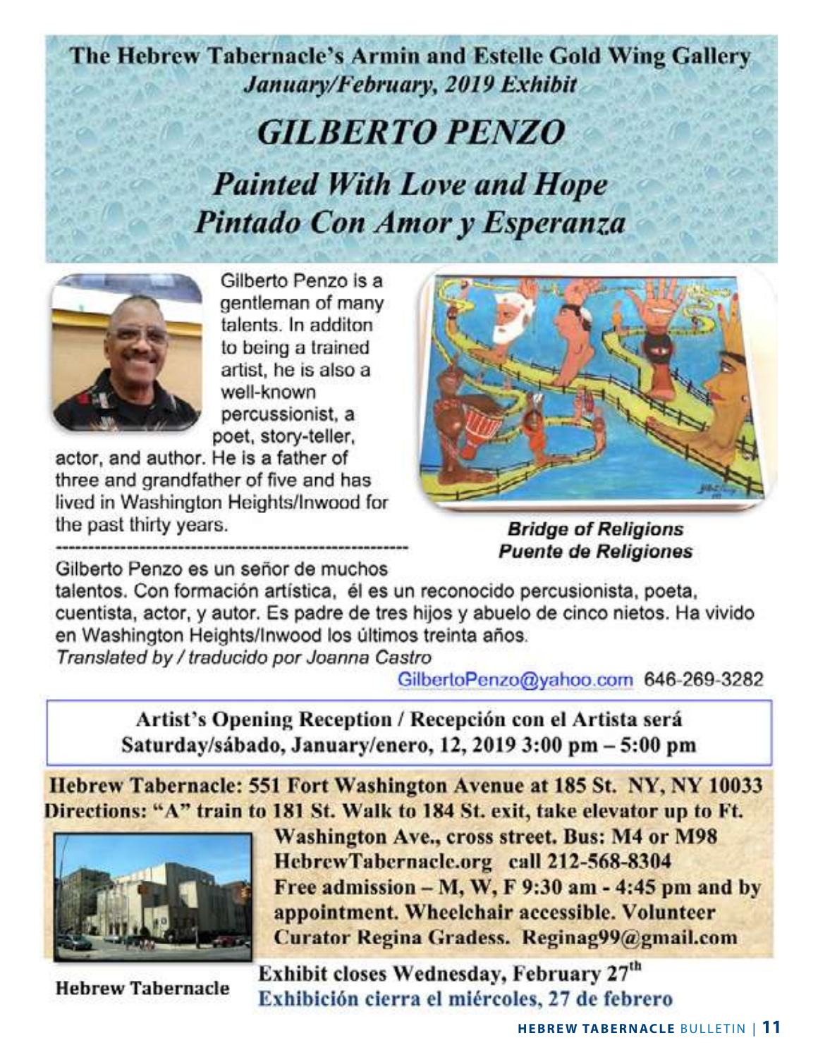**The Hebrew Tabernacle's Armin and Estelle Gold Wing Gallery**

***January/February, 2019 Exhibit***

# *GILBERTO PENZO*

## *Painted With Love and Hope*
## *Pintado Con Amor y Esperanza*

Gilberto Penzo is a gentleman of many talents. In additon to being a trained artist, he is also a well-known percussionist, a poet, story-teller, actor, and author. He is a father of three and grandfather of five and has lived in Washington Heights/Inwood for the past thirty years.

---

Gilberto Penzo es un señor de muchos talentos. Con formación artística, él es un reconocido percusionista, poeta, cuentista, actor, y autor. Es padre de tres hijos y abuelo de cinco nietos. Ha vivido en Washington Heights/Inwood los últimos treinta años.

*Translated by / traducido por Joanna Castro*

***Bridge of Religions***
***Puente de Religiones***

GilbertoPenzo@yahoo.com 646-269-3282

**Artist's Opening Reception / Recepción con el Artista será**
**Saturday/sábado, January/enero, 12, 2019 3:00 pm – 5:00 pm**

**Hebrew Tabernacle: 551 Fort Washington Avenue at 185 St. NY, NY 10033**
**Directions: "A" train to 181 St. Walk to 184 St. exit, take elevator up to Ft. Washington Ave., cross street. Bus: M4 or M98**
**HebrewTabernacle.org call 212-568-8304**
**Free admission – M, W, F 9:30 am - 4:45 pm and by appointment. Wheelchair accessible. Volunteer Curator Regina Gradess. Reginag99@gmail.com**

**Hebrew Tabernacle**

**Exhibit closes Wednesday, February 27th**
**Exhibición cierra el miércoles, 27 de febrero**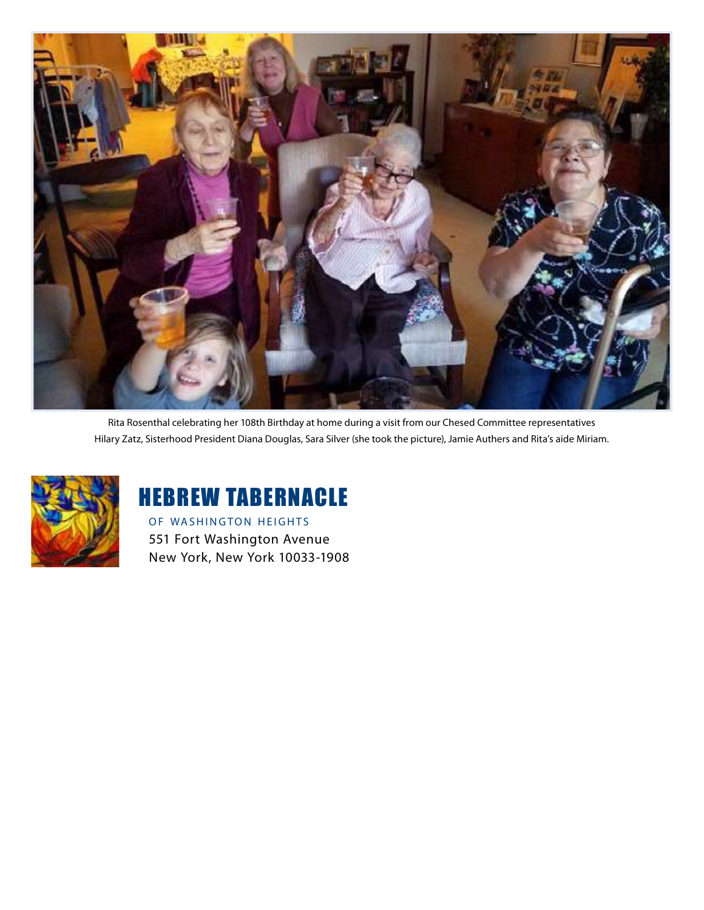Rita Rosenthal celebrating her 108th Birthday at home during a visit from our Chesed Committee representatives Hilary Zatz, Sisterhood President Diana Douglas, Sara Silver (she took the picture), Jamie Authers and Rita's aide Miriam.

# HEBREW TABERNACLE

OF WASHINGTON HEIGHTS

551 Fort Washington Avenue
New York, New York 10033-1908